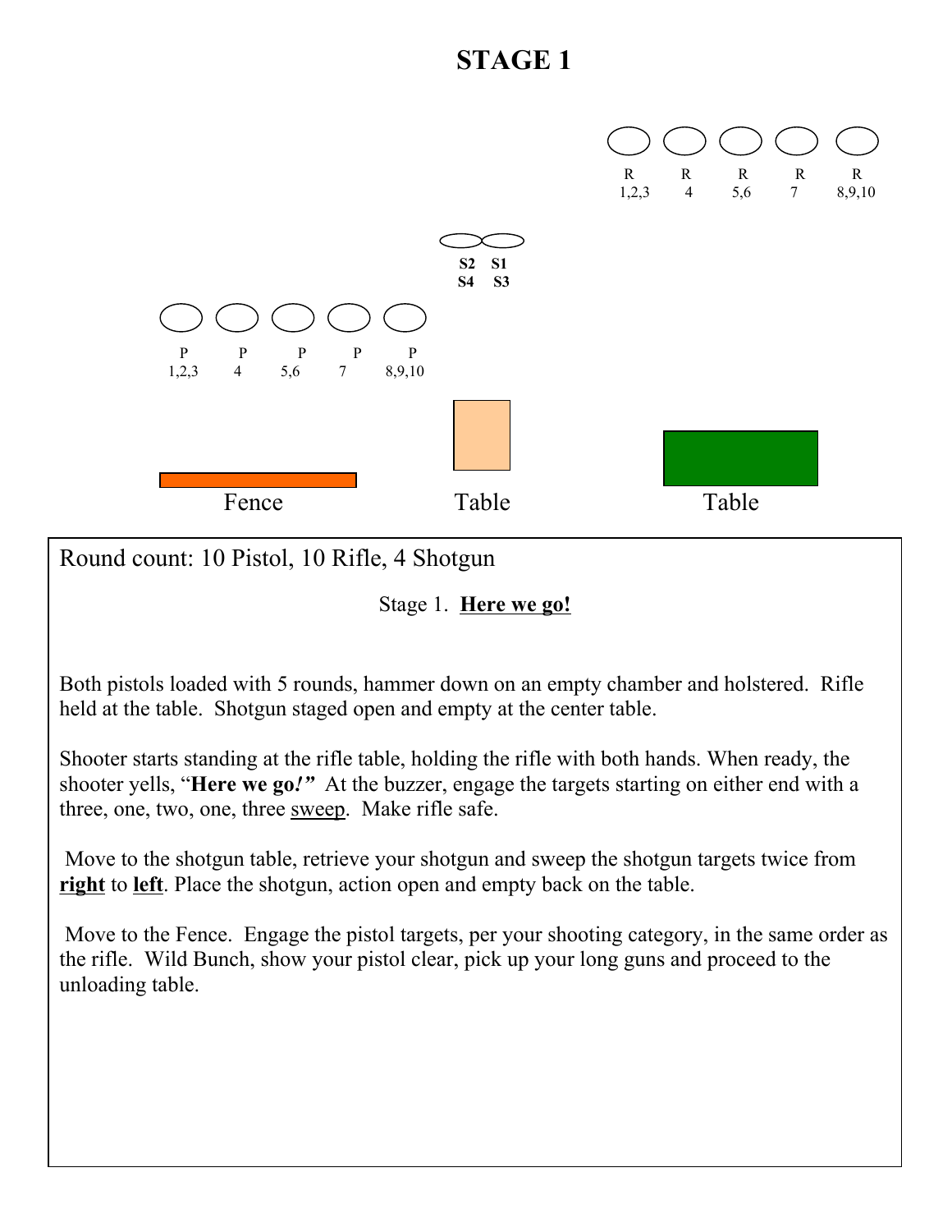# STAGE 1

R 1,2,3 R 4 R 5,6 R 7 R 8,9,10

S2 S1
S4 S3

P 1,2,3 P 4 P 5,6 P 7 P 8,9,10

Fence Table Table

Round count: 10 Pistol, 10 Rifle, 4 Shotgun

Stage 1. **Here we go!**

Both pistols loaded with 5 rounds, hammer down on an empty chamber and holstered. Rifle held at the table. Shotgun staged open and empty at the center table.

Shooter starts standing at the rifle table, holding the rifle with both hands. When ready, the shooter yells, "**Here we go!**" At the buzzer, engage the targets starting on either end with a three, one, two, one, three sweep. Make rifle safe.

Move to the shotgun table, retrieve your shotgun and sweep the shotgun targets twice from **right** to **left**. Place the shotgun, action open and empty back on the table.

Move to the Fence. Engage the pistol targets, per your shooting category, in the same order as the rifle. Wild Bunch, show your pistol clear, pick up your long guns and proceed to the unloading table.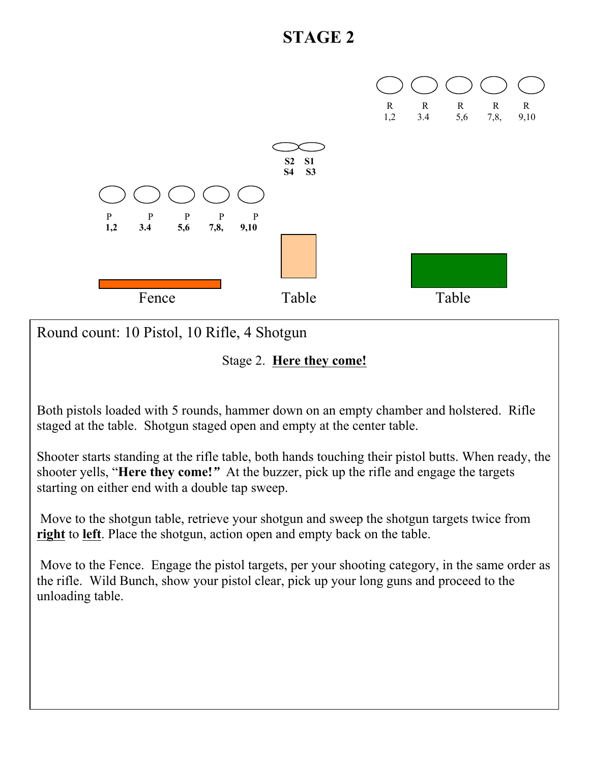# STAGE 2

R 1,2 &nbsp;&nbsp; R 3.4 &nbsp;&nbsp; R 5,6 &nbsp;&nbsp; R 7,8, &nbsp;&nbsp; R 9,10

**S2 S1**
**S4 S3**

P **1,2** &nbsp;&nbsp; P **3.4** &nbsp;&nbsp; P **5,6** &nbsp;&nbsp; P **7,8,** &nbsp;&nbsp; P **9,10**

Fence &nbsp;&nbsp;&nbsp;&nbsp; Table &nbsp;&nbsp;&nbsp;&nbsp; Table

Round count: 10 Pistol, 10 Rifle, 4 Shotgun

Stage 2. **Here they come!**

Both pistols loaded with 5 rounds, hammer down on an empty chamber and holstered. Rifle staged at the table. Shotgun staged open and empty at the center table.

Shooter starts standing at the rifle table, both hands touching their pistol butts. When ready, the shooter yells, "**Here they come!*"*** At the buzzer, pick up the rifle and engage the targets starting on either end with a double tap sweep.

Move to the shotgun table, retrieve your shotgun and sweep the shotgun targets twice from **right** to **left**. Place the shotgun, action open and empty back on the table.

Move to the Fence. Engage the pistol targets, per your shooting category, in the same order as the rifle. Wild Bunch, show your pistol clear, pick up your long guns and proceed to the unloading table.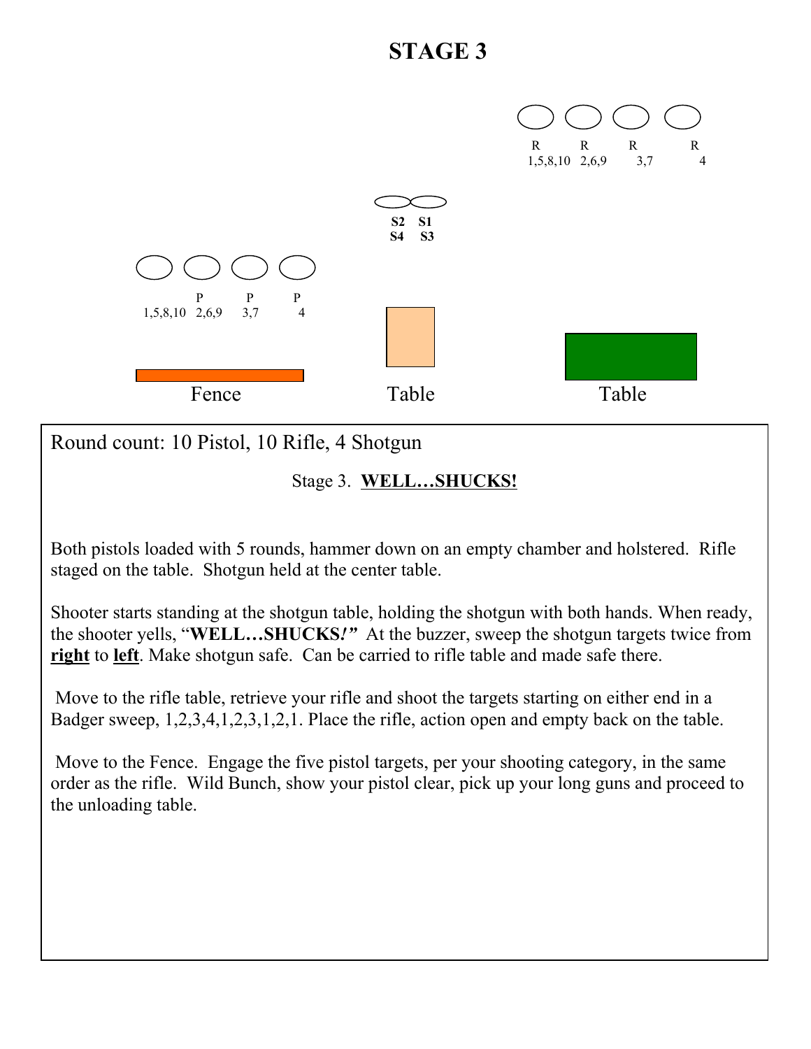# STAGE 3

R 1,5,8,10 | R 2,6,9 | R 3,7 | R 4

S2 S4 | S1 S3

1,5,8,10 | P 2,6,9 | P 3,7 | P 4

Fence | Table | Table

Round count: 10 Pistol, 10 Rifle, 4 Shotgun

Stage 3. **WELL…SHUCKS!**

Both pistols loaded with 5 rounds, hammer down on an empty chamber and holstered. Rifle staged on the table. Shotgun held at the center table.

Shooter starts standing at the shotgun table, holding the shotgun with both hands. When ready, the shooter yells, "**WELL…SHUCKS*!*"** At the buzzer, sweep the shotgun targets twice from **right** to **left**. Make shotgun safe. Can be carried to rifle table and made safe there.

Move to the rifle table, retrieve your rifle and shoot the targets starting on either end in a Badger sweep, 1,2,3,4,1,2,3,1,2,1. Place the rifle, action open and empty back on the table.

Move to the Fence. Engage the five pistol targets, per your shooting category, in the same order as the rifle. Wild Bunch, show your pistol clear, pick up your long guns and proceed to the unloading table.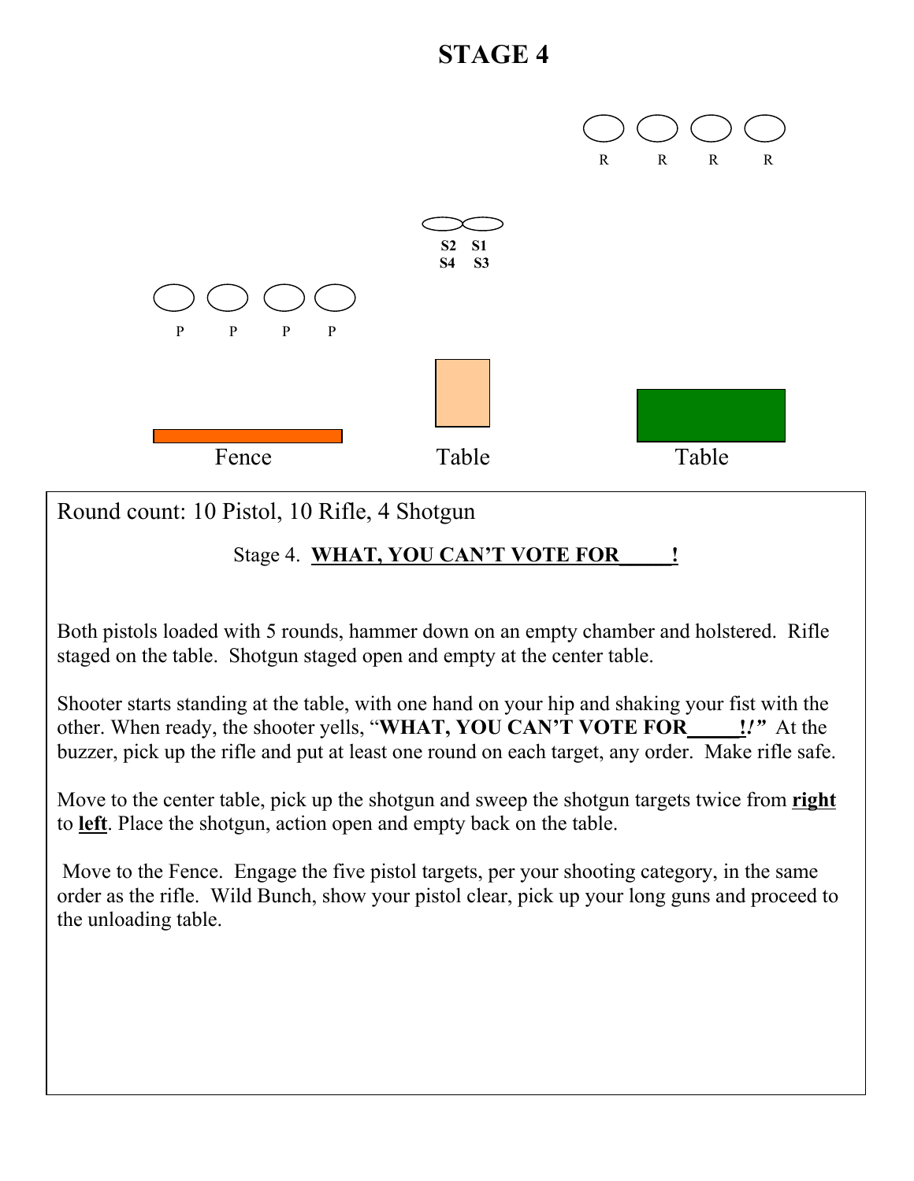# STAGE 4

R R R R

S2 S1
S4 S3

P P P P

Fence

Table

Table

Round count: 10 Pistol, 10 Rifle, 4 Shotgun

Stage 4. **WHAT, YOU CAN'T VOTE FOR_____!**

Both pistols loaded with 5 rounds, hammer down on an empty chamber and holstered. Rifle staged on the table. Shotgun staged open and empty at the center table.

Shooter starts standing at the table, with one hand on your hip and shaking your fist with the other. When ready, the shooter yells, "**WHAT, YOU CAN'T VOTE FOR_____!*!*"** At the buzzer, pick up the rifle and put at least one round on each target, any order. Make rifle safe.

Move to the center table, pick up the shotgun and sweep the shotgun targets twice from **right** to **left**. Place the shotgun, action open and empty back on the table.

Move to the Fence. Engage the five pistol targets, per your shooting category, in the same order as the rifle. Wild Bunch, show your pistol clear, pick up your long guns and proceed to the unloading table.